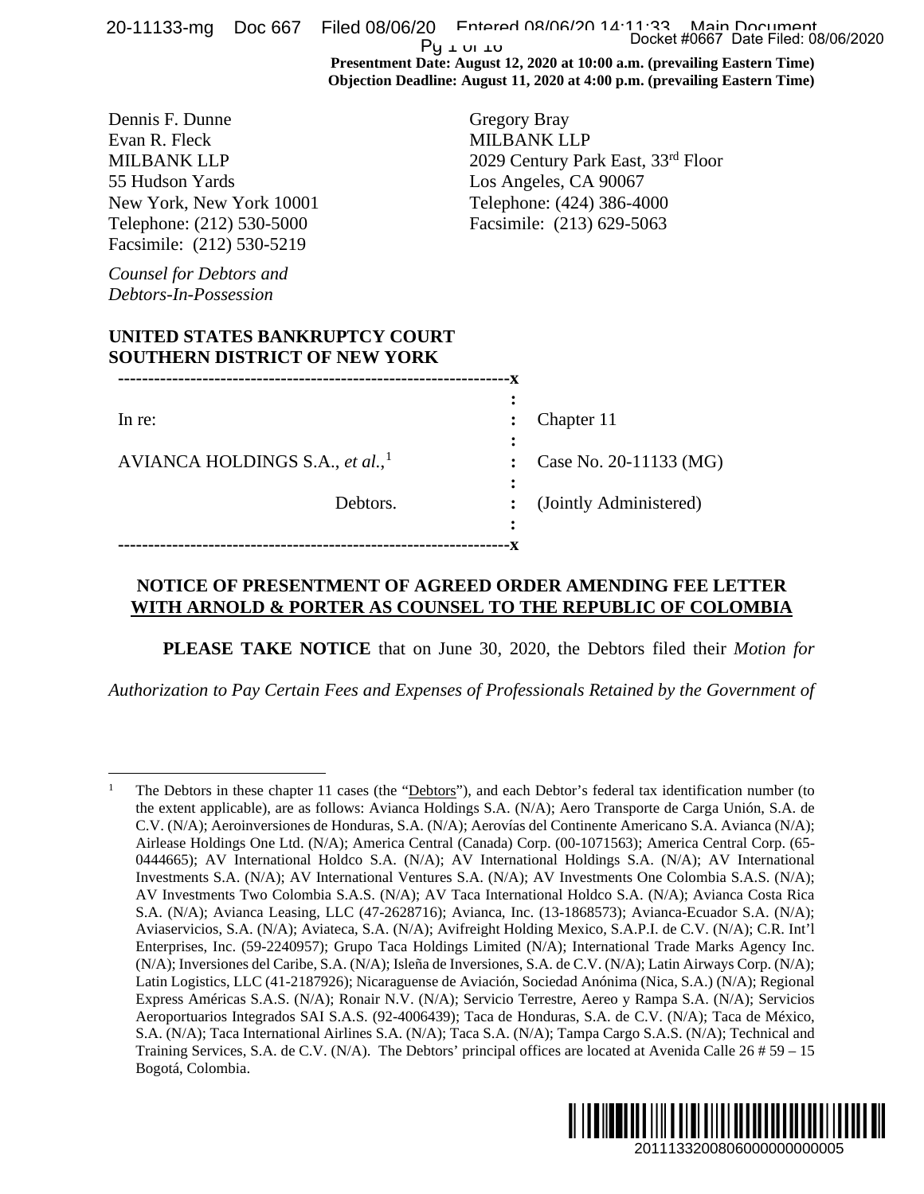Presentment Date: August 12, 2020 at 10:00 a.m. (prevailing Eastern Time)
Objection Deadline: August 11, 2020 at 4:00 p.m. (prevailing Eastern Time)

Dennis F. Dunne
Evan R. Fleck
MILBANK LLP
55 Hudson Yards
New York, New York 10001
Telephone: (212) 530-5000
Facsimile: (212) 530-5219

Gregory Bray
MILBANK LLP
2029 Century Park East, 33rd Floor
Los Angeles, CA 90067
Telephone: (424) 386-4000
Facsimile: (213) 629-5063

*Counsel for Debtors and Debtors-In-Possession*

**UNITED STATES BANKRUPTCY COURT**
**SOUTHERN DISTRICT OF NEW YORK**

| | | |
|---|---|---|
| In re: | : | Chapter 11 |
| AVIANCA HOLDINGS S.A., *et al.*,[1] | : | Case No. 20-11133 (MG) |
| Debtors. | : | (Jointly Administered) |

**NOTICE OF PRESENTMENT OF AGREED ORDER AMENDING FEE LETTER WITH ARNOLD & PORTER AS COUNSEL TO THE REPUBLIC OF COLOMBIA**

**PLEASE TAKE NOTICE** that on June 30, 2020, the Debtors filed their *Motion for Authorization to Pay Certain Fees and Expenses of Professionals Retained by the Government of*

[1] The Debtors in these chapter 11 cases (the "Debtors"), and each Debtor's federal tax identification number (to the extent applicable), are as follows: Avianca Holdings S.A. (N/A); Aero Transporte de Carga Unión, S.A. de C.V. (N/A); Aeroinversiones de Honduras, S.A. (N/A); Aerovías del Continente Americano S.A. Avianca (N/A); Airlease Holdings One Ltd. (N/A); America Central (Canada) Corp. (00-1071563); America Central Corp. (65-0444665); AV International Holdco S.A. (N/A); AV International Holdings S.A. (N/A); AV International Investments S.A. (N/A); AV International Ventures S.A. (N/A); AV Investments One Colombia S.A.S. (N/A); AV Investments Two Colombia S.A.S. (N/A); AV Taca International Holdco S.A. (N/A); Avianca Costa Rica S.A. (N/A); Avianca Leasing, LLC (47-2628716); Avianca, Inc. (13-1868573); Avianca-Ecuador S.A. (N/A); Aviaservicios, S.A. (N/A); Aviateca, S.A. (N/A); Avifreight Holding Mexico, S.A.P.I. de C.V. (N/A); C.R. Int'l Enterprises, Inc. (59-2240957); Grupo Taca Holdings Limited (N/A); International Trade Marks Agency Inc. (N/A); Inversiones del Caribe, S.A. (N/A); Isleña de Inversiones, S.A. de C.V. (N/A); Latin Airways Corp. (N/A); Latin Logistics, LLC (41-2187926); Nicaraguense de Aviación, Sociedad Anónima (Nica, S.A.) (N/A); Regional Express Américas S.A.S. (N/A); Ronair N.V. (N/A); Servicio Terrestre, Aereo y Rampa S.A. (N/A); Servicios Aeroportuarios Integrados SAI S.A.S. (92-4006439); Taca de Honduras, S.A. de C.V. (N/A); Taca de México, S.A. (N/A); Taca International Airlines S.A. (N/A); Taca S.A. (N/A); Tampa Cargo S.A.S. (N/A); Technical and Training Services, S.A. de C.V. (N/A). The Debtors' principal offices are located at Avenida Calle 26 # 59 – 15 Bogotá, Colombia.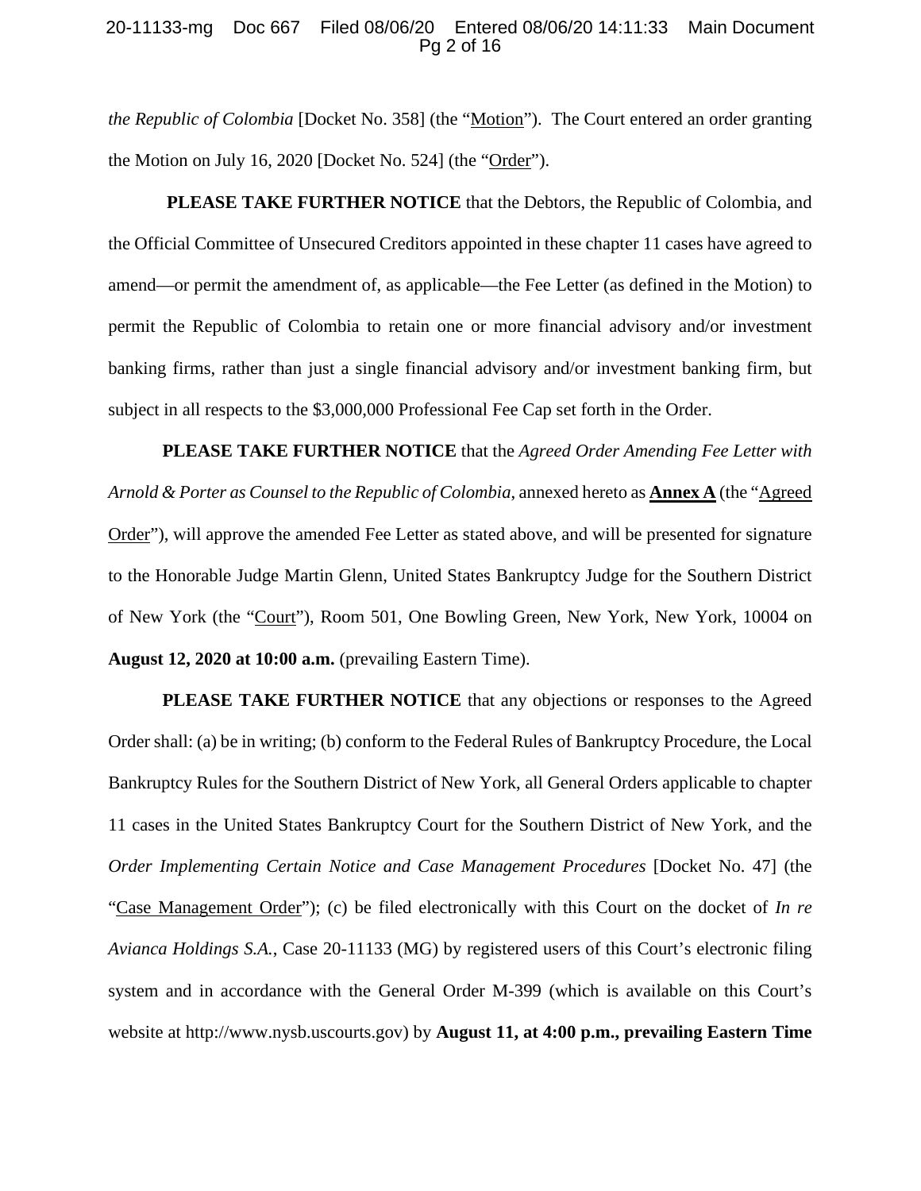*the Republic of Colombia* [Docket No. 358] (the "Motion"). The Court entered an order granting the Motion on July 16, 2020 [Docket No. 524] (the "Order").

**PLEASE TAKE FURTHER NOTICE** that the Debtors, the Republic of Colombia, and the Official Committee of Unsecured Creditors appointed in these chapter 11 cases have agreed to amend—or permit the amendment of, as applicable—the Fee Letter (as defined in the Motion) to permit the Republic of Colombia to retain one or more financial advisory and/or investment banking firms, rather than just a single financial advisory and/or investment banking firm, but subject in all respects to the $3,000,000 Professional Fee Cap set forth in the Order.

**PLEASE TAKE FURTHER NOTICE** that the *Agreed Order Amending Fee Letter with Arnold & Porter as Counsel to the Republic of Colombia*, annexed hereto as **Annex A** (the "Agreed Order"), will approve the amended Fee Letter as stated above, and will be presented for signature to the Honorable Judge Martin Glenn, United States Bankruptcy Judge for the Southern District of New York (the "Court"), Room 501, One Bowling Green, New York, New York, 10004 on **August 12, 2020 at 10:00 a.m.** (prevailing Eastern Time).

**PLEASE TAKE FURTHER NOTICE** that any objections or responses to the Agreed Order shall: (a) be in writing; (b) conform to the Federal Rules of Bankruptcy Procedure, the Local Bankruptcy Rules for the Southern District of New York, all General Orders applicable to chapter 11 cases in the United States Bankruptcy Court for the Southern District of New York, and the *Order Implementing Certain Notice and Case Management Procedures* [Docket No. 47] (the "Case Management Order"); (c) be filed electronically with this Court on the docket of *In re Avianca Holdings S.A.*, Case 20-11133 (MG) by registered users of this Court's electronic filing system and in accordance with the General Order M-399 (which is available on this Court's website at http://www.nysb.uscourts.gov) by **August 11, at 4:00 p.m., prevailing Eastern Time**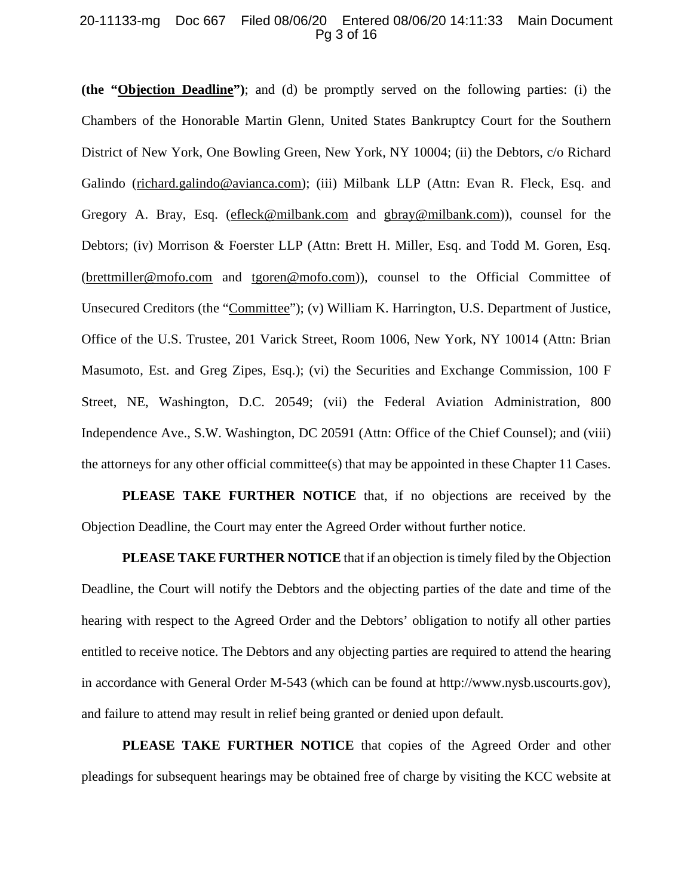**(the "Objection Deadline")**; and (d) be promptly served on the following parties: (i) the Chambers of the Honorable Martin Glenn, United States Bankruptcy Court for the Southern District of New York, One Bowling Green, New York, NY 10004; (ii) the Debtors, c/o Richard Galindo (richard.galindo@avianca.com); (iii) Milbank LLP (Attn: Evan R. Fleck, Esq. and Gregory A. Bray, Esq. (efleck@milbank.com and gbray@milbank.com)), counsel for the Debtors; (iv) Morrison & Foerster LLP (Attn: Brett H. Miller, Esq. and Todd M. Goren, Esq. (brettmiller@mofo.com and tgoren@mofo.com)), counsel to the Official Committee of Unsecured Creditors (the "Committee"); (v) William K. Harrington, U.S. Department of Justice, Office of the U.S. Trustee, 201 Varick Street, Room 1006, New York, NY 10014 (Attn: Brian Masumoto, Est. and Greg Zipes, Esq.); (vi) the Securities and Exchange Commission, 100 F Street, NE, Washington, D.C. 20549; (vii) the Federal Aviation Administration, 800 Independence Ave., S.W. Washington, DC 20591 (Attn: Office of the Chief Counsel); and (viii) the attorneys for any other official committee(s) that may be appointed in these Chapter 11 Cases.

**PLEASE TAKE FURTHER NOTICE** that, if no objections are received by the Objection Deadline, the Court may enter the Agreed Order without further notice.

**PLEASE TAKE FURTHER NOTICE** that if an objection is timely filed by the Objection Deadline, the Court will notify the Debtors and the objecting parties of the date and time of the hearing with respect to the Agreed Order and the Debtors' obligation to notify all other parties entitled to receive notice. The Debtors and any objecting parties are required to attend the hearing in accordance with General Order M-543 (which can be found at http://www.nysb.uscourts.gov), and failure to attend may result in relief being granted or denied upon default.

**PLEASE TAKE FURTHER NOTICE** that copies of the Agreed Order and other pleadings for subsequent hearings may be obtained free of charge by visiting the KCC website at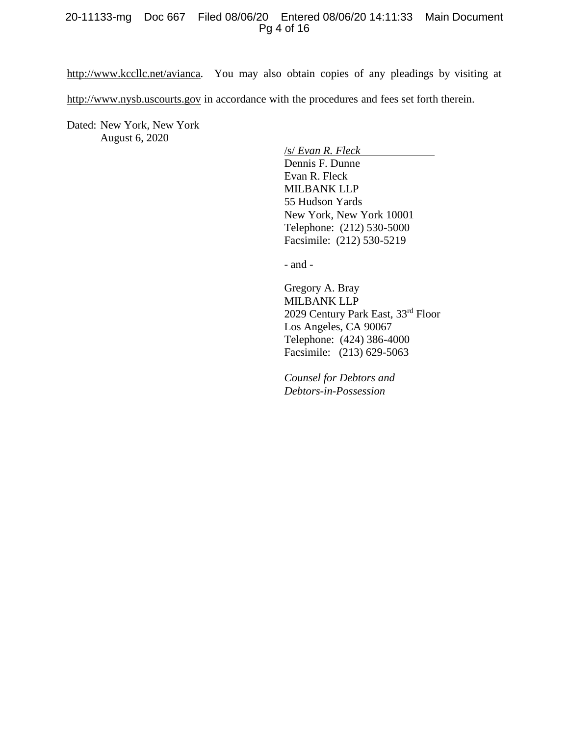http://www.kccllc.net/avianca. You may also obtain copies of any pleadings by visiting at http://www.nysb.uscourts.gov in accordance with the procedures and fees set forth therein.

Dated: New York, New York
August 6, 2020

/s/ *Evan R. Fleck*
Dennis F. Dunne
Evan R. Fleck
MILBANK LLP
55 Hudson Yards
New York, New York 10001
Telephone: (212) 530-5000
Facsimile: (212) 530-5219

- and -

Gregory A. Bray
MILBANK LLP
2029 Century Park East, 33rd Floor
Los Angeles, CA 90067
Telephone: (424) 386-4000
Facsimile: (213) 629-5063

*Counsel for Debtors and Debtors-in-Possession*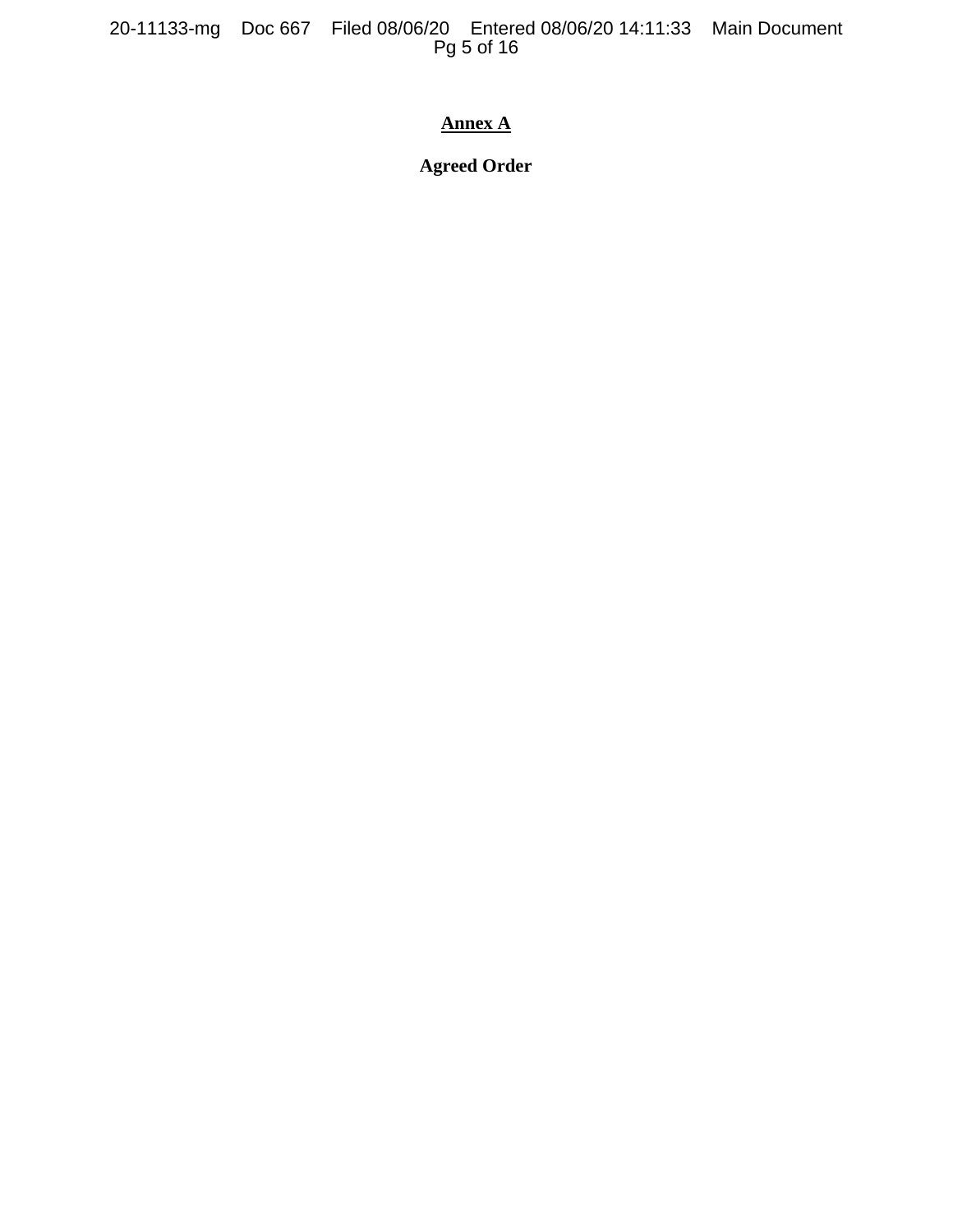**Annex A**

**Agreed Order**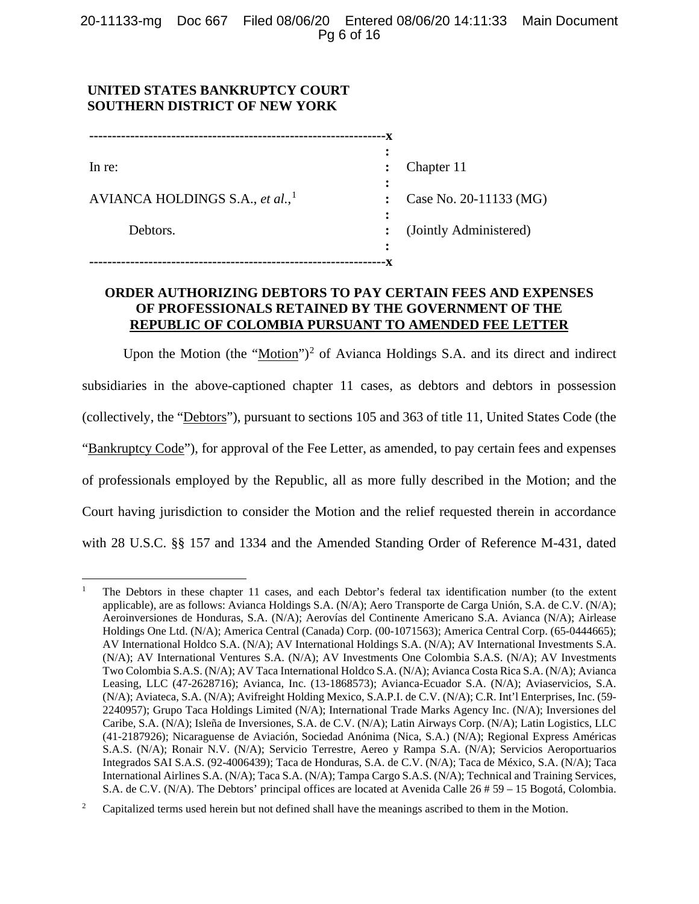**UNITED STATES BANKRUPTCY COURT**
**SOUTHERN DISTRICT OF NEW YORK**

| | | |
|---|---|---|
| In re: | : | Chapter 11 |
| AVIANCA HOLDINGS S.A., *et al.*,[1] | : | Case No. 20-11133 (MG) |
| Debtors. | : | (Jointly Administered) |

**ORDER AUTHORIZING DEBTORS TO PAY CERTAIN FEES AND EXPENSES OF PROFESSIONALS RETAINED BY THE GOVERNMENT OF THE REPUBLIC OF COLOMBIA PURSUANT TO AMENDED FEE LETTER**

Upon the Motion (the "Motion")[2] of Avianca Holdings S.A. and its direct and indirect subsidiaries in the above-captioned chapter 11 cases, as debtors and debtors in possession (collectively, the "Debtors"), pursuant to sections 105 and 363 of title 11, United States Code (the "Bankruptcy Code"), for approval of the Fee Letter, as amended, to pay certain fees and expenses of professionals employed by the Republic, all as more fully described in the Motion; and the Court having jurisdiction to consider the Motion and the relief requested therein in accordance with 28 U.S.C. §§ 157 and 1334 and the Amended Standing Order of Reference M-431, dated

---

[1] The Debtors in these chapter 11 cases, and each Debtor's federal tax identification number (to the extent applicable), are as follows: Avianca Holdings S.A. (N/A); Aero Transporte de Carga Unión, S.A. de C.V. (N/A); Aeroinversiones de Honduras, S.A. (N/A); Aerovías del Continente Americano S.A. Avianca (N/A); Airlease Holdings One Ltd. (N/A); America Central (Canada) Corp. (00-1071563); America Central Corp. (65-0444665); AV International Holdco S.A. (N/A); AV International Holdings S.A. (N/A); AV International Investments S.A. (N/A); AV International Ventures S.A. (N/A); AV Investments One Colombia S.A.S. (N/A); AV Investments Two Colombia S.A.S. (N/A); AV Taca International Holdco S.A. (N/A); Avianca Costa Rica S.A. (N/A); Avianca Leasing, LLC (47-2628716); Avianca, Inc. (13-1868573); Avianca-Ecuador S.A. (N/A); Aviaservicios, S.A. (N/A); Aviateca, S.A. (N/A); Avifreight Holding Mexico, S.A.P.I. de C.V. (N/A); C.R. Int'l Enterprises, Inc. (59-2240957); Grupo Taca Holdings Limited (N/A); International Trade Marks Agency Inc. (N/A); Inversiones del Caribe, S.A. (N/A); Isleña de Inversiones, S.A. de C.V. (N/A); Latin Airways Corp. (N/A); Latin Logistics, LLC (41-2187926); Nicaraguense de Aviación, Sociedad Anónima (Nica, S.A.) (N/A); Regional Express Américas S.A.S. (N/A); Ronair N.V. (N/A); Servicio Terrestre, Aereo y Rampa S.A. (N/A); Servicios Aeroportuarios Integrados SAI S.A.S. (92-4006439); Taca de Honduras, S.A. de C.V. (N/A); Taca de México, S.A. (N/A); Taca International Airlines S.A. (N/A); Taca S.A. (N/A); Tampa Cargo S.A.S. (N/A); Technical and Training Services, S.A. de C.V. (N/A). The Debtors' principal offices are located at Avenida Calle 26 # 59 – 15 Bogotá, Colombia.

[2] Capitalized terms used herein but not defined shall have the meanings ascribed to them in the Motion.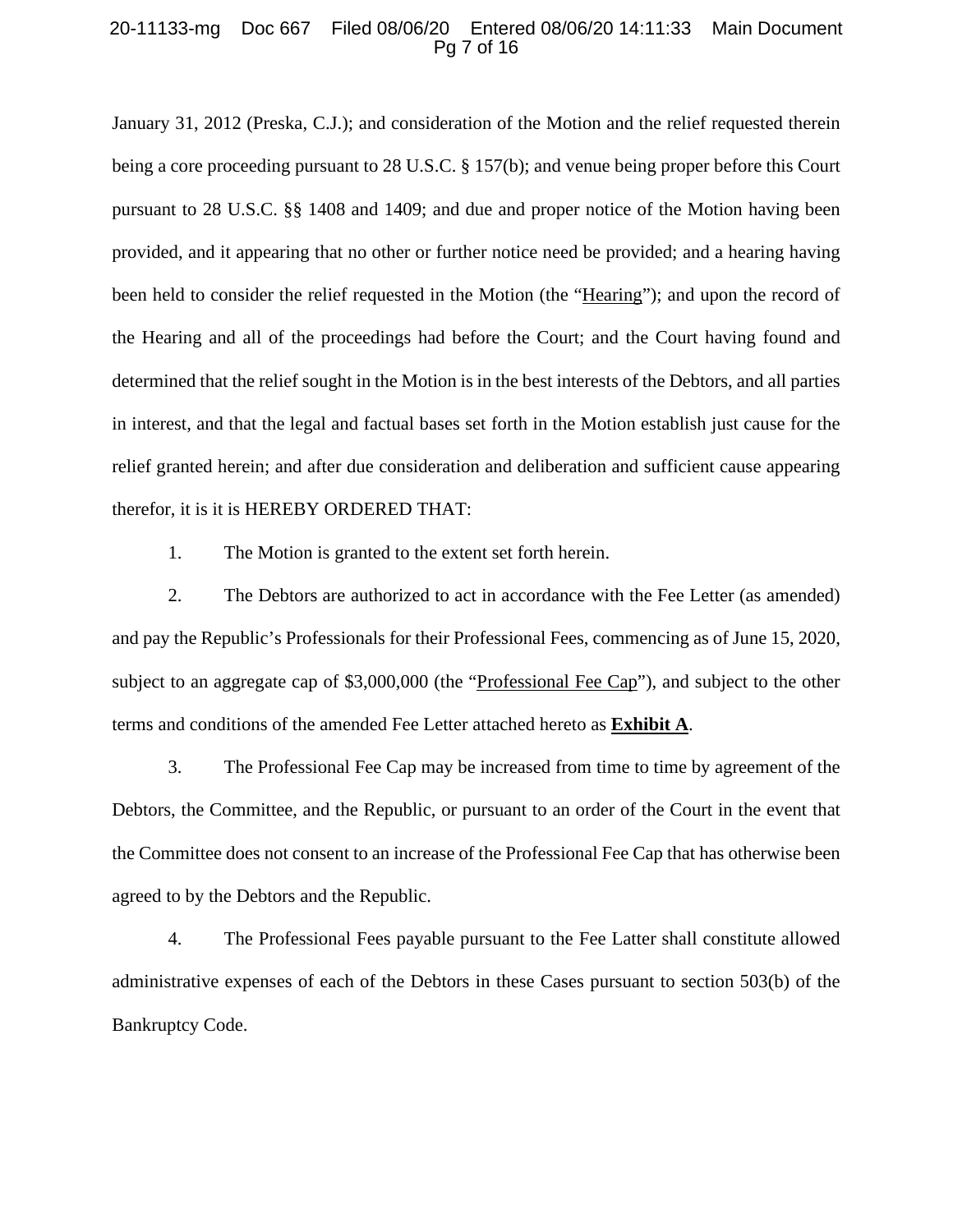January 31, 2012 (Preska, C.J.); and consideration of the Motion and the relief requested therein being a core proceeding pursuant to 28 U.S.C. § 157(b); and venue being proper before this Court pursuant to 28 U.S.C. §§ 1408 and 1409; and due and proper notice of the Motion having been provided, and it appearing that no other or further notice need be provided; and a hearing having been held to consider the relief requested in the Motion (the "Hearing"); and upon the record of the Hearing and all of the proceedings had before the Court; and the Court having found and determined that the relief sought in the Motion is in the best interests of the Debtors, and all parties in interest, and that the legal and factual bases set forth in the Motion establish just cause for the relief granted herein; and after due consideration and deliberation and sufficient cause appearing therefor, it is it is HEREBY ORDERED THAT:

1. The Motion is granted to the extent set forth herein.

2. The Debtors are authorized to act in accordance with the Fee Letter (as amended) and pay the Republic's Professionals for their Professional Fees, commencing as of June 15, 2020, subject to an aggregate cap of $3,000,000 (the "Professional Fee Cap"), and subject to the other terms and conditions of the amended Fee Letter attached hereto as **Exhibit A**.

3. The Professional Fee Cap may be increased from time to time by agreement of the Debtors, the Committee, and the Republic, or pursuant to an order of the Court in the event that the Committee does not consent to an increase of the Professional Fee Cap that has otherwise been agreed to by the Debtors and the Republic.

4. The Professional Fees payable pursuant to the Fee Latter shall constitute allowed administrative expenses of each of the Debtors in these Cases pursuant to section 503(b) of the Bankruptcy Code.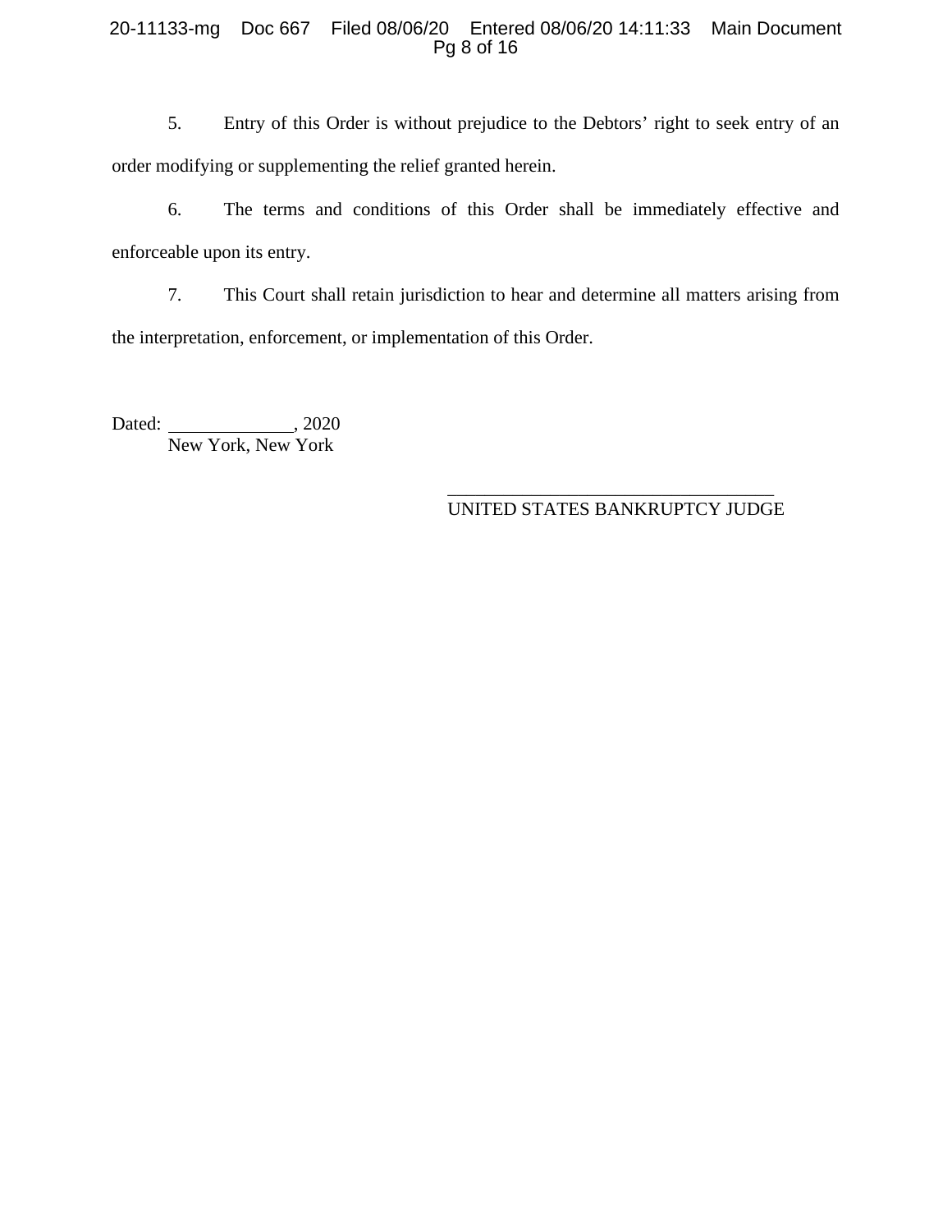5. Entry of this Order is without prejudice to the Debtors' right to seek entry of an order modifying or supplementing the relief granted herein.

6. The terms and conditions of this Order shall be immediately effective and enforceable upon its entry.

7. This Court shall retain jurisdiction to hear and determine all matters arising from the interpretation, enforcement, or implementation of this Order.

Dated: _____________, 2020
New York, New York

_________________________________
UNITED STATES BANKRUPTCY JUDGE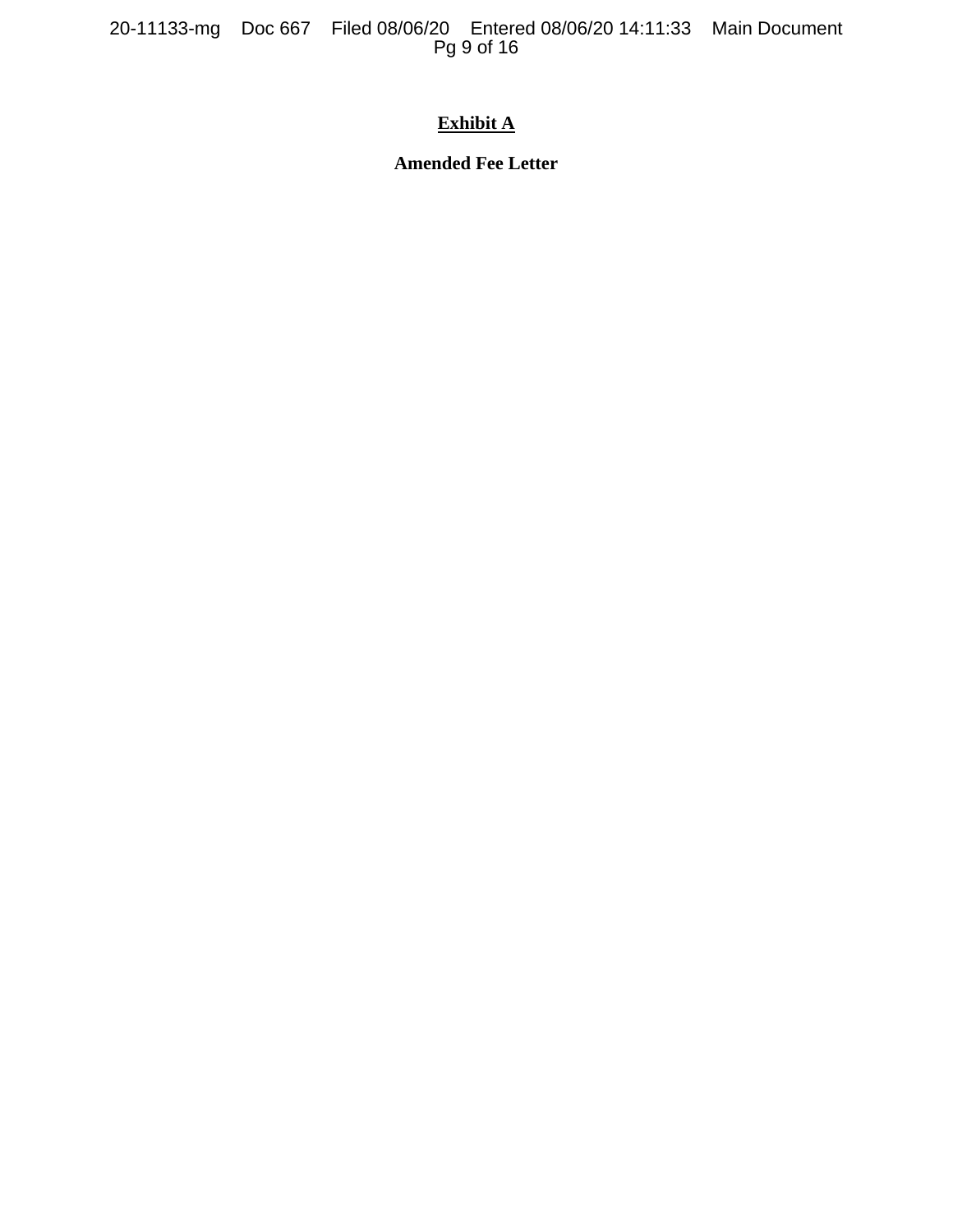# Exhibit A

**Amended Fee Letter**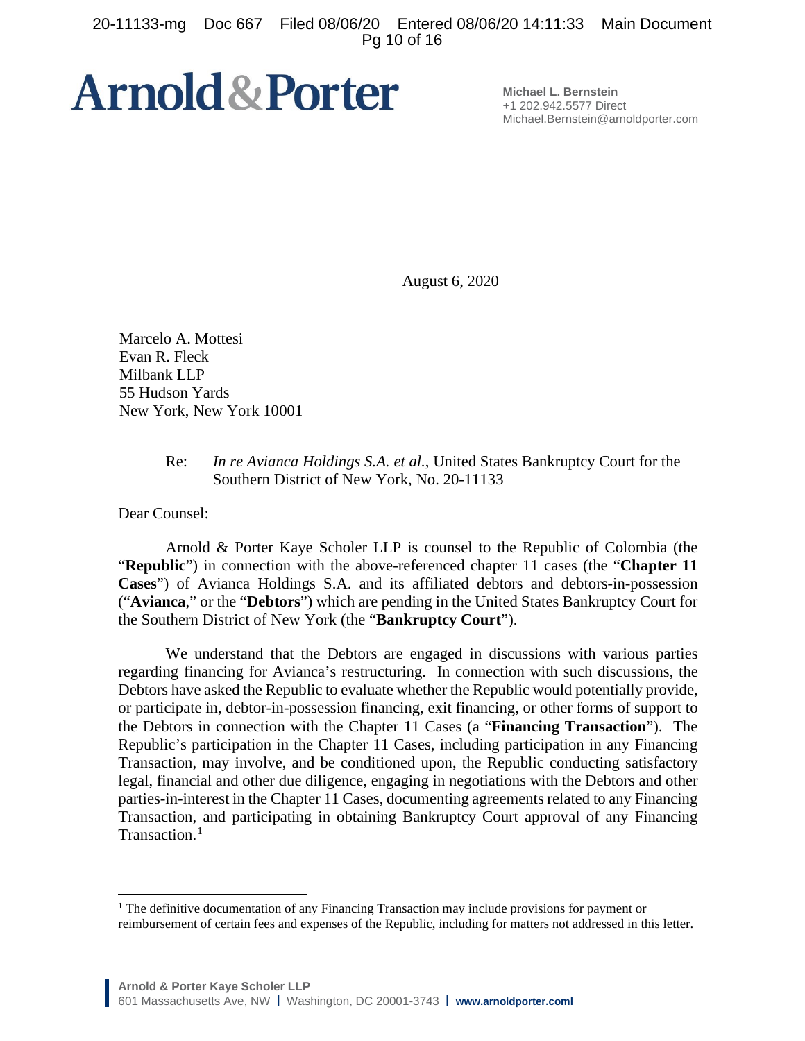# Arnold & Porter

**Michael L. Bernstein**
+1 202.942.5577 Direct
Michael.Bernstein@arnoldporter.com

August 6, 2020

Marcelo A. Mottesi
Evan R. Fleck
Milbank LLP
55 Hudson Yards
New York, New York 10001

Re: *In re Avianca Holdings S.A. et al.*, United States Bankruptcy Court for the Southern District of New York, No. 20-11133

Dear Counsel:

Arnold & Porter Kaye Scholer LLP is counsel to the Republic of Colombia (the "**Republic**") in connection with the above-referenced chapter 11 cases (the "**Chapter 11 Cases**") of Avianca Holdings S.A. and its affiliated debtors and debtors-in-possession ("**Avianca**," or the "**Debtors**") which are pending in the United States Bankruptcy Court for the Southern District of New York (the "**Bankruptcy Court**").

We understand that the Debtors are engaged in discussions with various parties regarding financing for Avianca's restructuring. In connection with such discussions, the Debtors have asked the Republic to evaluate whether the Republic would potentially provide, or participate in, debtor-in-possession financing, exit financing, or other forms of support to the Debtors in connection with the Chapter 11 Cases (a "**Financing Transaction**"). The Republic's participation in the Chapter 11 Cases, including participation in any Financing Transaction, may involve, and be conditioned upon, the Republic conducting satisfactory legal, financial and other due diligence, engaging in negotiations with the Debtors and other parties-in-interest in the Chapter 11 Cases, documenting agreements related to any Financing Transaction, and participating in obtaining Bankruptcy Court approval of any Financing Transaction.[1]

[1] The definitive documentation of any Financing Transaction may include provisions for payment or reimbursement of certain fees and expenses of the Republic, including for matters not addressed in this letter.

Arnold & Porter Kaye Scholer LLP
601 Massachusetts Ave, NW | Washington, DC 20001-3743 | www.arnoldporter.coml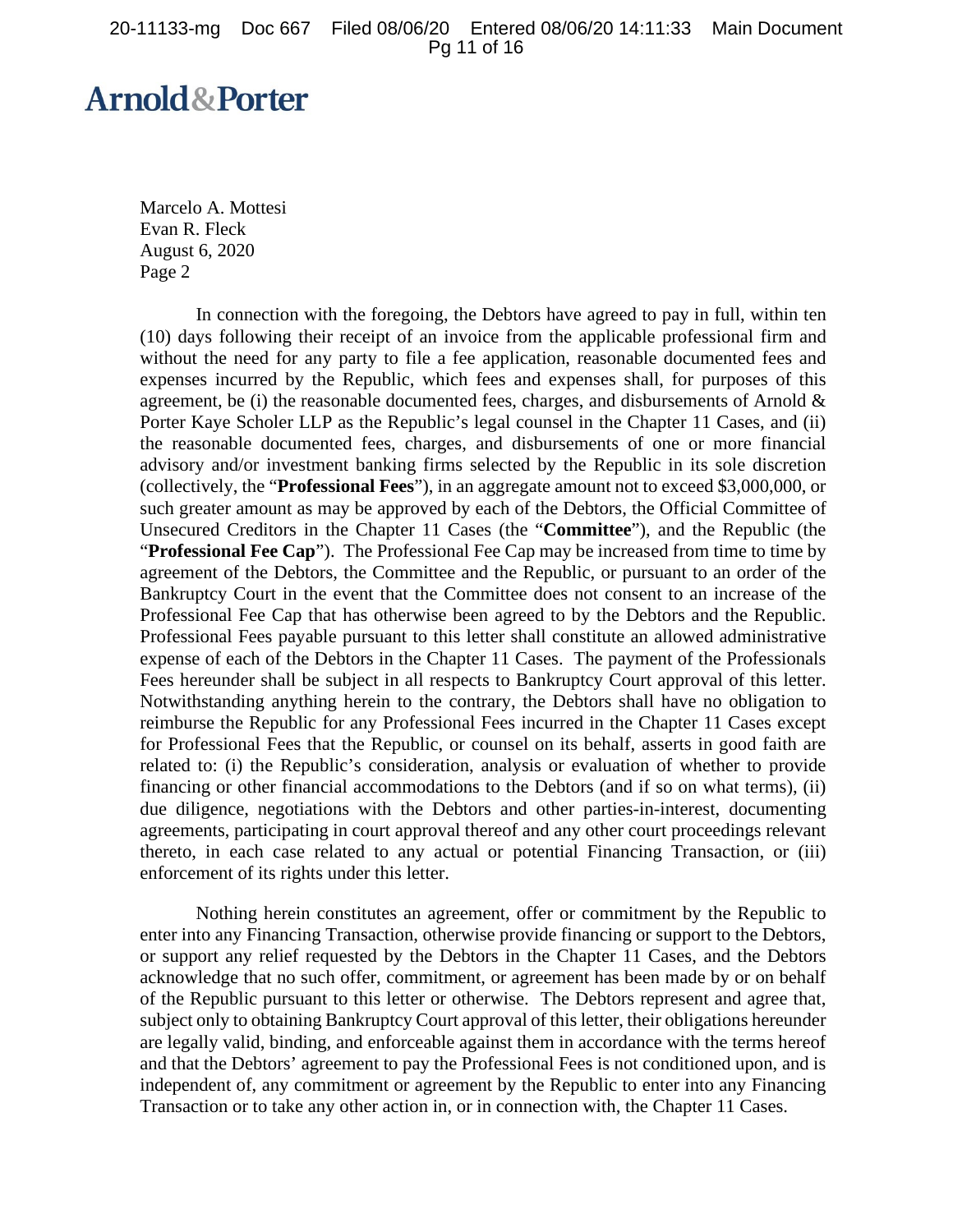**Arnold&Porter**

Marcelo A. Mottesi
Evan R. Fleck
August 6, 2020
Page 2

In connection with the foregoing, the Debtors have agreed to pay in full, within ten (10) days following their receipt of an invoice from the applicable professional firm and without the need for any party to file a fee application, reasonable documented fees and expenses incurred by the Republic, which fees and expenses shall, for purposes of this agreement, be (i) the reasonable documented fees, charges, and disbursements of Arnold & Porter Kaye Scholer LLP as the Republic's legal counsel in the Chapter 11 Cases, and (ii) the reasonable documented fees, charges, and disbursements of one or more financial advisory and/or investment banking firms selected by the Republic in its sole discretion (collectively, the "**Professional Fees**"), in an aggregate amount not to exceed $3,000,000, or such greater amount as may be approved by each of the Debtors, the Official Committee of Unsecured Creditors in the Chapter 11 Cases (the "**Committee**"), and the Republic (the "**Professional Fee Cap**"). The Professional Fee Cap may be increased from time to time by agreement of the Debtors, the Committee and the Republic, or pursuant to an order of the Bankruptcy Court in the event that the Committee does not consent to an increase of the Professional Fee Cap that has otherwise been agreed to by the Debtors and the Republic. Professional Fees payable pursuant to this letter shall constitute an allowed administrative expense of each of the Debtors in the Chapter 11 Cases. The payment of the Professionals Fees hereunder shall be subject in all respects to Bankruptcy Court approval of this letter. Notwithstanding anything herein to the contrary, the Debtors shall have no obligation to reimburse the Republic for any Professional Fees incurred in the Chapter 11 Cases except for Professional Fees that the Republic, or counsel on its behalf, asserts in good faith are related to: (i) the Republic's consideration, analysis or evaluation of whether to provide financing or other financial accommodations to the Debtors (and if so on what terms), (ii) due diligence, negotiations with the Debtors and other parties-in-interest, documenting agreements, participating in court approval thereof and any other court proceedings relevant thereto, in each case related to any actual or potential Financing Transaction, or (iii) enforcement of its rights under this letter.

Nothing herein constitutes an agreement, offer or commitment by the Republic to enter into any Financing Transaction, otherwise provide financing or support to the Debtors, or support any relief requested by the Debtors in the Chapter 11 Cases, and the Debtors acknowledge that no such offer, commitment, or agreement has been made by or on behalf of the Republic pursuant to this letter or otherwise. The Debtors represent and agree that, subject only to obtaining Bankruptcy Court approval of this letter, their obligations hereunder are legally valid, binding, and enforceable against them in accordance with the terms hereof and that the Debtors' agreement to pay the Professional Fees is not conditioned upon, and is independent of, any commitment or agreement by the Republic to enter into any Financing Transaction or to take any other action in, or in connection with, the Chapter 11 Cases.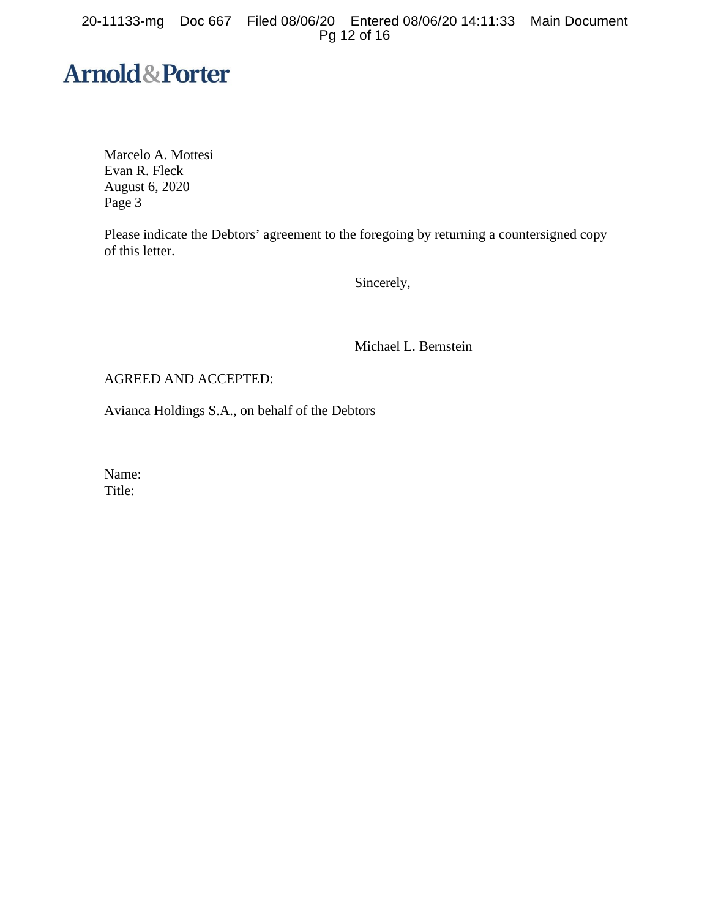Arnold & Porter

Marcelo A. Mottesi
Evan R. Fleck
August 6, 2020
Page 3

Please indicate the Debtors' agreement to the foregoing by returning a countersigned copy of this letter.

Sincerely,

Michael L. Bernstein

AGREED AND ACCEPTED:

Avianca Holdings S.A., on behalf of the Debtors

\_\_\_\_\_\_\_\_\_\_\_\_\_\_\_\_\_\_\_\_\_\_\_\_\_\_\_\_\_\_\_\_\_\_\_\_\_\_\_\_

Name:
Title: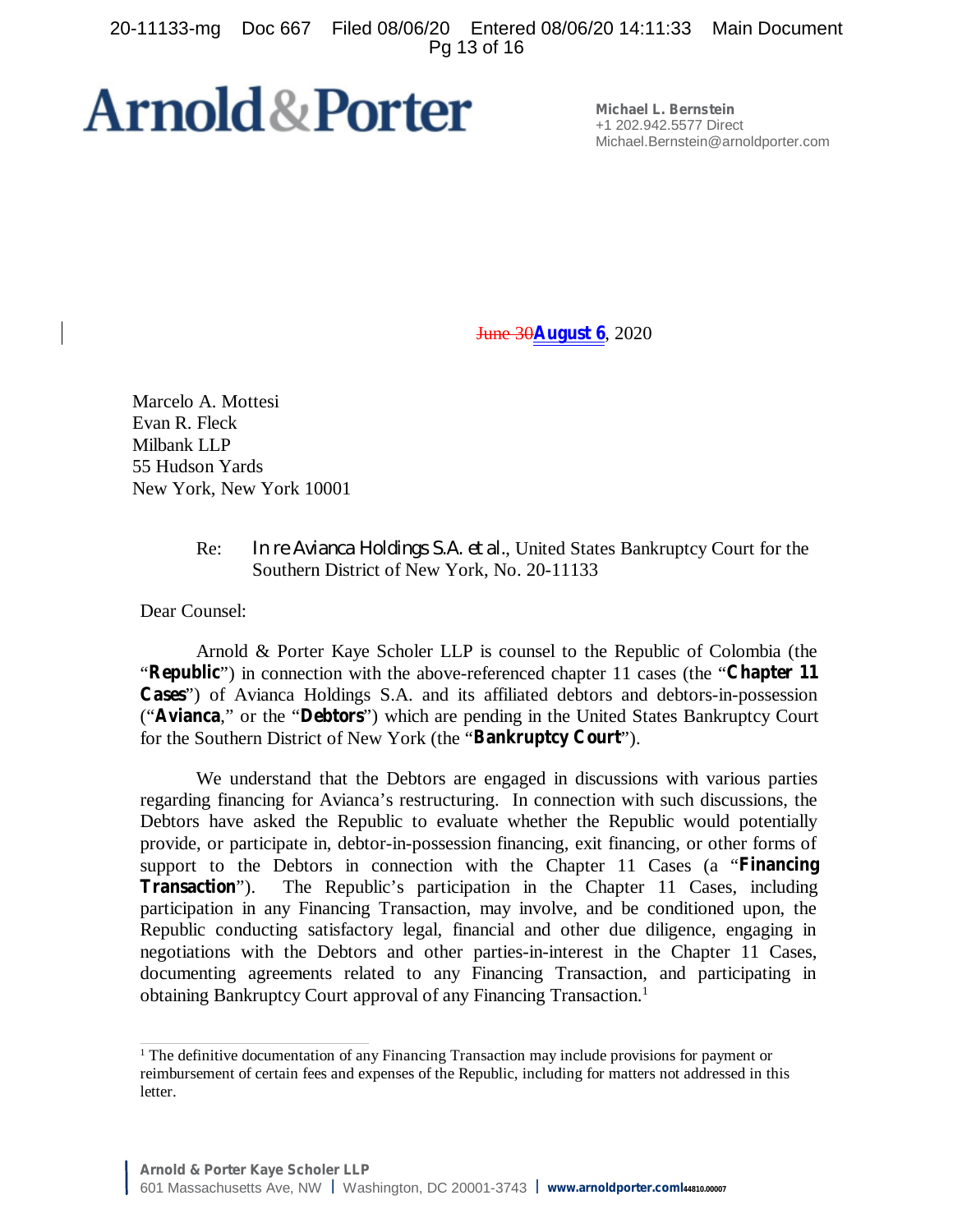**Arnold & Porter**

**Michael L. Bernstein**
+1 202.942.5577 Direct
Michael.Bernstein@arnoldporter.com

~~June 30~~**August 6**, 2020

Marcelo A. Mottesi
Evan R. Fleck
Milbank LLP
55 Hudson Yards
New York, New York 10001

Re: *In re Avianca Holdings S.A. et al.*, United States Bankruptcy Court for the Southern District of New York, No. 20-11133

Dear Counsel:

Arnold & Porter Kaye Scholer LLP is counsel to the Republic of Colombia (the "**Republic**") in connection with the above-referenced chapter 11 cases (the "**Chapter 11 Cases**") of Avianca Holdings S.A. and its affiliated debtors and debtors-in-possession ("**Avianca**," or the "**Debtors**") which are pending in the United States Bankruptcy Court for the Southern District of New York (the "**Bankruptcy Court**").

We understand that the Debtors are engaged in discussions with various parties regarding financing for Avianca's restructuring. In connection with such discussions, the Debtors have asked the Republic to evaluate whether the Republic would potentially provide, or participate in, debtor-in-possession financing, exit financing, or other forms of support to the Debtors in connection with the Chapter 11 Cases (a "**Financing Transaction**"). The Republic's participation in the Chapter 11 Cases, including participation in any Financing Transaction, may involve, and be conditioned upon, the Republic conducting satisfactory legal, financial and other due diligence, engaging in negotiations with the Debtors and other parties-in-interest in the Chapter 11 Cases, documenting agreements related to any Financing Transaction, and participating in obtaining Bankruptcy Court approval of any Financing Transaction.[1]

[1] The definitive documentation of any Financing Transaction may include provisions for payment or reimbursement of certain fees and expenses of the Republic, including for matters not addressed in this letter.

**Arnold & Porter Kaye Scholer LLP**
601 Massachusetts Ave, NW | Washington, DC 20001-3743 | **www.arnoldporter.com**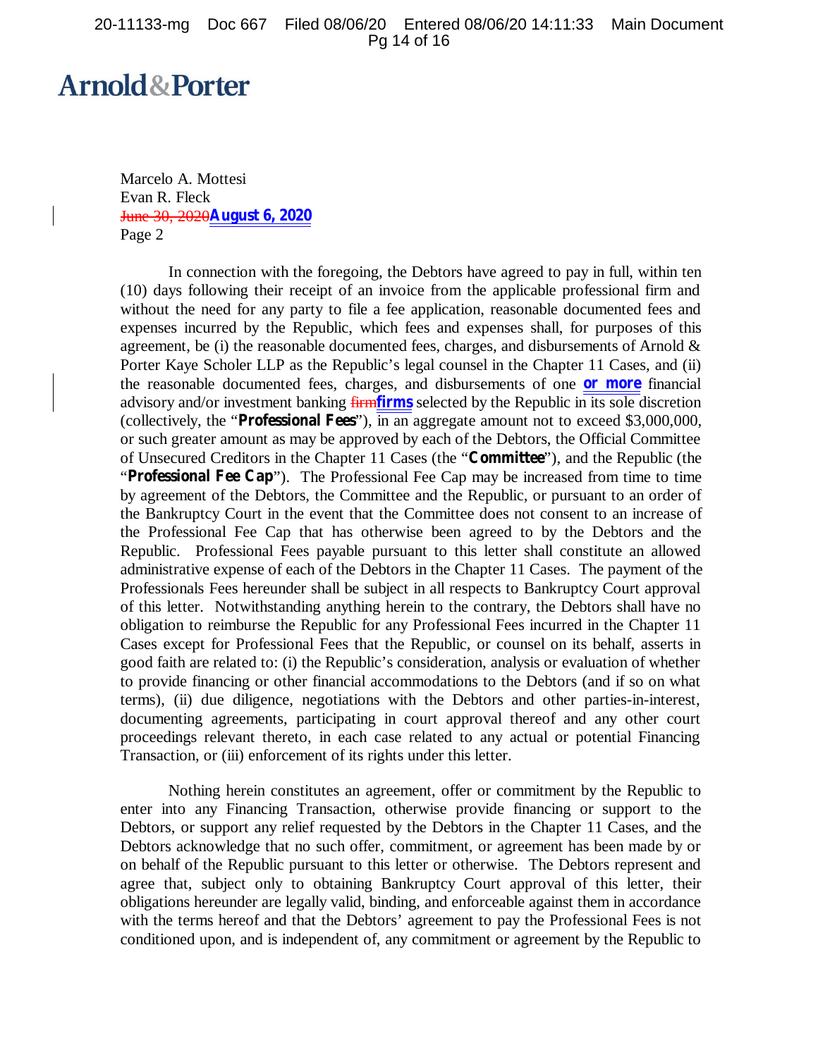Arnold&Porter

Marcelo A. Mottesi
Evan R. Fleck
~~June 30, 2020~~**August 6, 2020**
Page 2

In connection with the foregoing, the Debtors have agreed to pay in full, within ten (10) days following their receipt of an invoice from the applicable professional firm and without the need for any party to file a fee application, reasonable documented fees and expenses incurred by the Republic, which fees and expenses shall, for purposes of this agreement, be (i) the reasonable documented fees, charges, and disbursements of Arnold & Porter Kaye Scholer LLP as the Republic's legal counsel in the Chapter 11 Cases, and (ii) the reasonable documented fees, charges, and disbursements of one **or more** financial advisory and/or investment banking ~~firm~~**firms** selected by the Republic in its sole discretion (collectively, the "**Professional Fees**"), in an aggregate amount not to exceed $3,000,000, or such greater amount as may be approved by each of the Debtors, the Official Committee of Unsecured Creditors in the Chapter 11 Cases (the "**Committee**"), and the Republic (the "**Professional Fee Cap**"). The Professional Fee Cap may be increased from time to time by agreement of the Debtors, the Committee and the Republic, or pursuant to an order of the Bankruptcy Court in the event that the Committee does not consent to an increase of the Professional Fee Cap that has otherwise been agreed to by the Debtors and the Republic. Professional Fees payable pursuant to this letter shall constitute an allowed administrative expense of each of the Debtors in the Chapter 11 Cases. The payment of the Professionals Fees hereunder shall be subject in all respects to Bankruptcy Court approval of this letter. Notwithstanding anything herein to the contrary, the Debtors shall have no obligation to reimburse the Republic for any Professional Fees incurred in the Chapter 11 Cases except for Professional Fees that the Republic, or counsel on its behalf, asserts in good faith are related to: (i) the Republic's consideration, analysis or evaluation of whether to provide financing or other financial accommodations to the Debtors (and if so on what terms), (ii) due diligence, negotiations with the Debtors and other parties-in-interest, documenting agreements, participating in court approval thereof and any other court proceedings relevant thereto, in each case related to any actual or potential Financing Transaction, or (iii) enforcement of its rights under this letter.

Nothing herein constitutes an agreement, offer or commitment by the Republic to enter into any Financing Transaction, otherwise provide financing or support to the Debtors, or support any relief requested by the Debtors in the Chapter 11 Cases, and the Debtors acknowledge that no such offer, commitment, or agreement has been made by or on behalf of the Republic pursuant to this letter or otherwise. The Debtors represent and agree that, subject only to obtaining Bankruptcy Court approval of this letter, their obligations hereunder are legally valid, binding, and enforceable against them in accordance with the terms hereof and that the Debtors' agreement to pay the Professional Fees is not conditioned upon, and is independent of, any commitment or agreement by the Republic to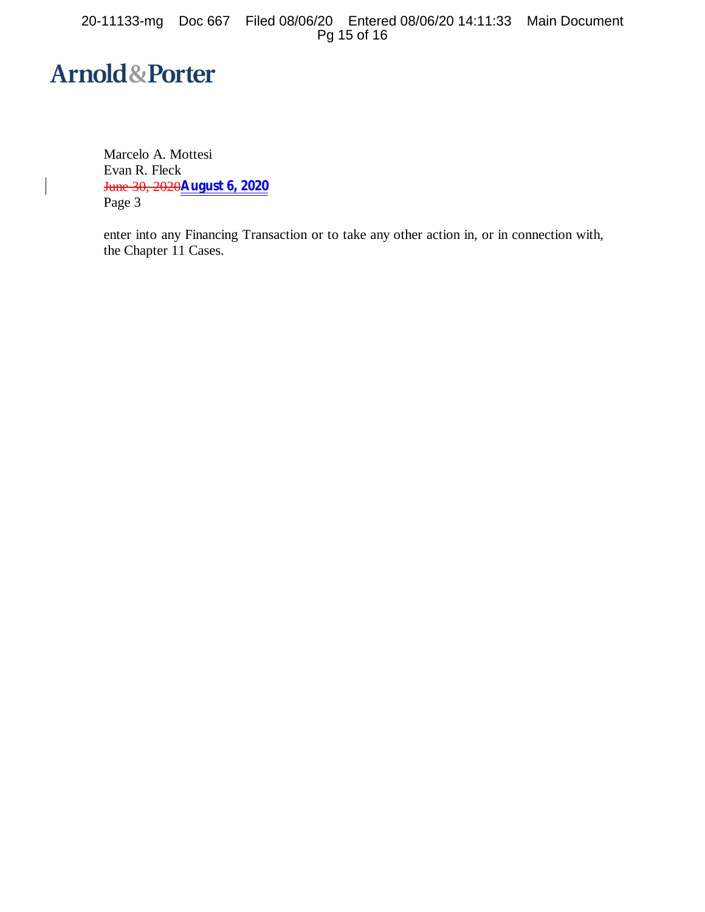**Arnold&Porter**

Marcelo A. Mottesi
Evan R. Fleck
~~June 30, 2020~~**August 6, 2020**
Page 3

enter into any Financing Transaction or to take any other action in, or in connection with, the Chapter 11 Cases.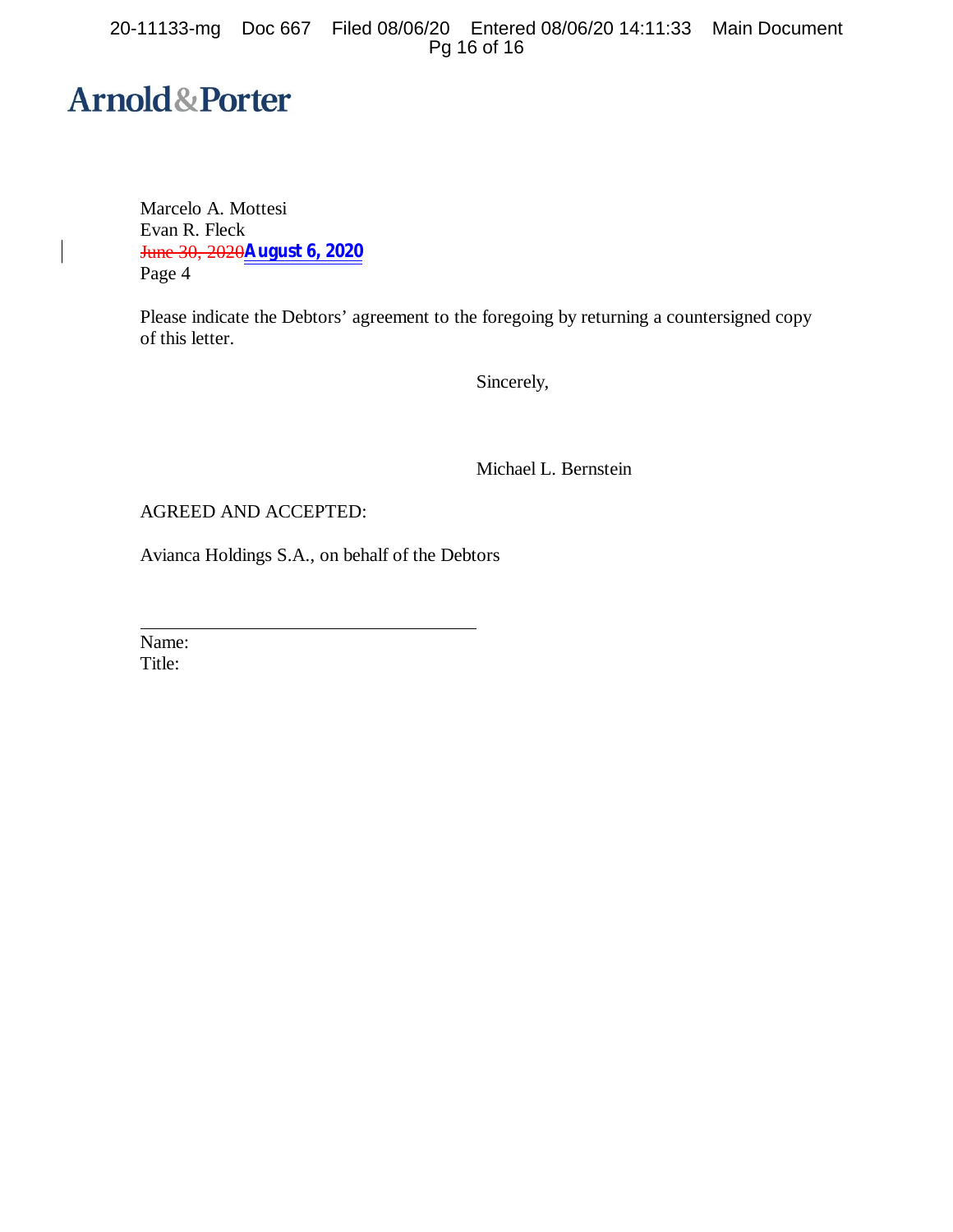**Arnold&Porter**

Marcelo A. Mottesi
Evan R. Fleck
~~June 30, 2020~~**August 6, 2020**
Page 4

Please indicate the Debtors' agreement to the foregoing by returning a countersigned copy of this letter.

Sincerely,

Michael L. Bernstein

AGREED AND ACCEPTED:

Avianca Holdings S.A., on behalf of the Debtors

\_\_\_\_\_\_\_\_\_\_\_\_\_\_\_\_\_\_\_\_\_\_\_\_\_\_\_\_\_\_\_\_

Name:
Title: